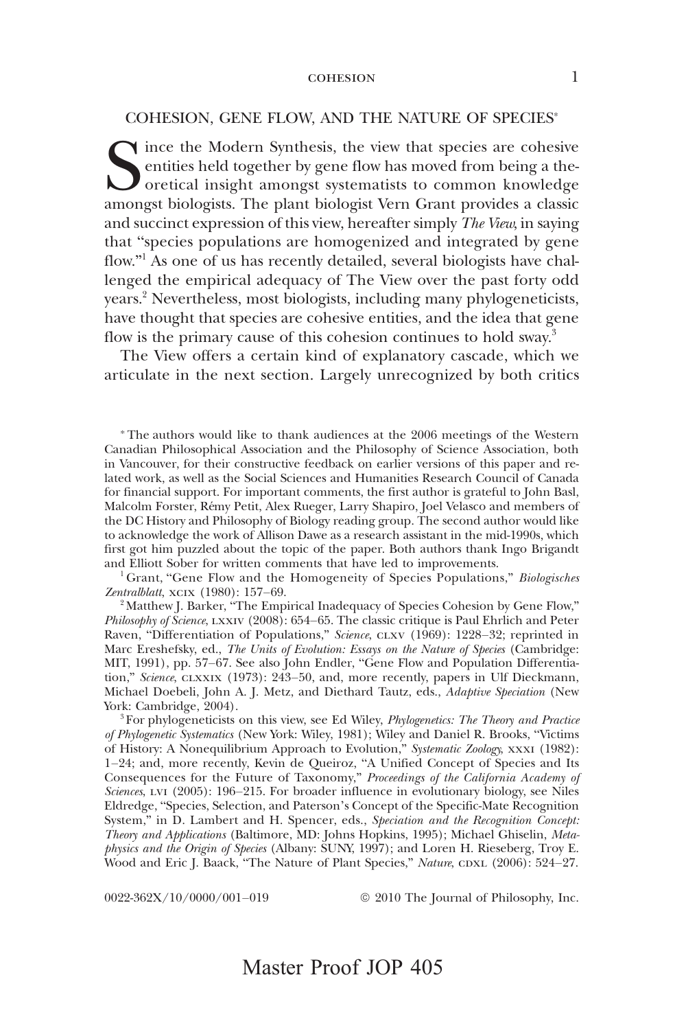# COHESION, GENE FLOW, AND THE NATURE OF SPECIES*

Since the Modern Synthesis, the view that species are cohesive entities held together by gene flow has moved from being a theoretical insight amongst systematists to common knowledge amongst biologists. The plant biologist Vern Grant provides a classic and succinct expression of this view, hereafter simply *The View*, in saying that "species populations are homogenized and integrated by gene flow."[1] As one of us has recently detailed, several biologists have challenged the empirical adequacy of The View over the past forty odd years.[2] Nevertheless, most biologists, including many phylogeneticists, have thought that species are cohesive entities, and the idea that gene flow is the primary cause of this cohesion continues to hold sway.[3]

The View offers a certain kind of explanatory cascade, which we articulate in the next section. Largely unrecognized by both critics

---

\* The authors would like to thank audiences at the 2006 meetings of the Western Canadian Philosophical Association and the Philosophy of Science Association, both in Vancouver, for their constructive feedback on earlier versions of this paper and related work, as well as the Social Sciences and Humanities Research Council of Canada for financial support. For important comments, the first author is grateful to John Basl, Malcolm Forster, Rémy Petit, Alex Rueger, Larry Shapiro, Joel Velasco and members of the DC History and Philosophy of Biology reading group. The second author would like to acknowledge the work of Allison Dawe as a research assistant in the mid-1990s, which first got him puzzled about the topic of the paper. Both authors thank Ingo Brigandt and Elliott Sober for written comments that have led to improvements.

[1] Grant, "Gene Flow and the Homogeneity of Species Populations," *Biologisches Zentralblatt*, XCIX (1980): 157–69.

[2] Matthew J. Barker, "The Empirical Inadequacy of Species Cohesion by Gene Flow," *Philosophy of Science*, LXXIV (2008): 654–65. The classic critique is Paul Ehrlich and Peter Raven, "Differentiation of Populations," *Science*, CLXV (1969): 1228–32; reprinted in Marc Ereshefsky, ed., *The Units of Evolution: Essays on the Nature of Species* (Cambridge: MIT, 1991), pp. 57–67. See also John Endler, "Gene Flow and Population Differentiation," *Science*, CLXXIX (1973): 243–50, and, more recently, papers in Ulf Dieckmann, Michael Doebeli, John A. J. Metz, and Diethard Tautz, eds., *Adaptive Speciation* (New York: Cambridge, 2004).

[3] For phylogeneticists on this view, see Ed Wiley, *Phylogenetics: The Theory and Practice of Phylogenetic Systematics* (New York: Wiley, 1981); Wiley and Daniel R. Brooks, "Victims of History: A Nonequilibrium Approach to Evolution," *Systematic Zoology*, XXXI (1982): 1–24; and, more recently, Kevin de Queiroz, "A Unified Concept of Species and Its Consequences for the Future of Taxonomy," *Proceedings of the California Academy of Sciences*, LVI (2005): 196–215. For broader influence in evolutionary biology, see Niles Eldredge, "Species, Selection, and Paterson's Concept of the Specific-Mate Recognition System," in D. Lambert and H. Spencer, eds., *Speciation and the Recognition Concept: Theory and Applications* (Baltimore, MD: Johns Hopkins, 1995); Michael Ghiselin, *Metaphysics and the Origin of Species* (Albany: SUNY, 1997); and Loren H. Rieseberg, Troy E. Wood and Eric J. Baack, "The Nature of Plant Species," *Nature*, CDXL (2006): 524–27.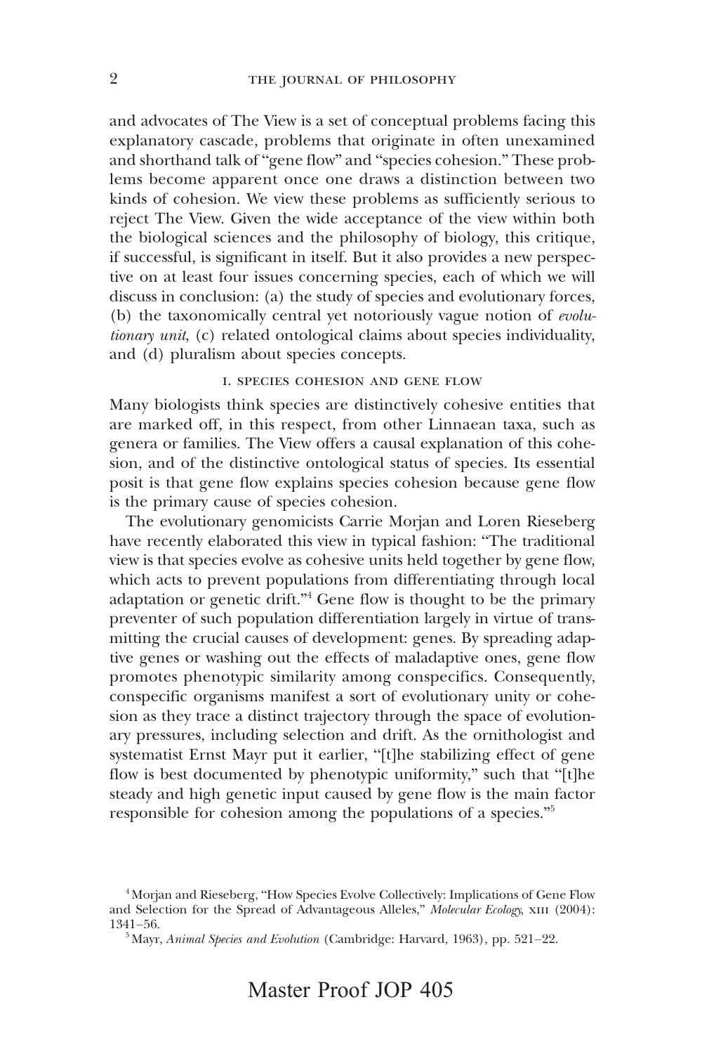and advocates of The View is a set of conceptual problems facing this explanatory cascade, problems that originate in often unexamined and shorthand talk of "gene flow" and "species cohesion." These problems become apparent once one draws a distinction between two kinds of cohesion. We view these problems as sufficiently serious to reject The View. Given the wide acceptance of the view within both the biological sciences and the philosophy of biology, this critique, if successful, is significant in itself. But it also provides a new perspective on at least four issues concerning species, each of which we will discuss in conclusion: (a) the study of species and evolutionary forces, (b) the taxonomically central yet notoriously vague notion of *evolutionary unit*, (c) related ontological claims about species individuality, and (d) pluralism about species concepts.

## I. SPECIES COHESION AND GENE FLOW

Many biologists think species are distinctively cohesive entities that are marked off, in this respect, from other Linnaean taxa, such as genera or families. The View offers a causal explanation of this cohesion, and of the distinctive ontological status of species. Its essential posit is that gene flow explains species cohesion because gene flow is the primary cause of species cohesion.

The evolutionary genomicists Carrie Morjan and Loren Rieseberg have recently elaborated this view in typical fashion: "The traditional view is that species evolve as cohesive units held together by gene flow, which acts to prevent populations from differentiating through local adaptation or genetic drift."[4] Gene flow is thought to be the primary preventer of such population differentiation largely in virtue of transmitting the crucial causes of development: genes. By spreading adaptive genes or washing out the effects of maladaptive ones, gene flow promotes phenotypic similarity among conspecifics. Consequently, conspecific organisms manifest a sort of evolutionary unity or cohesion as they trace a distinct trajectory through the space of evolutionary pressures, including selection and drift. As the ornithologist and systematist Ernst Mayr put it earlier, "[t]he stabilizing effect of gene flow is best documented by phenotypic uniformity," such that "[t]he steady and high genetic input caused by gene flow is the main factor responsible for cohesion among the populations of a species."[5]

[4] Morjan and Rieseberg, "How Species Evolve Collectively: Implications of Gene Flow and Selection for the Spread of Advantageous Alleles," *Molecular Ecology*, XIII (2004): 1341–56.

[5] Mayr, *Animal Species and Evolution* (Cambridge: Harvard, 1963), pp. 521–22.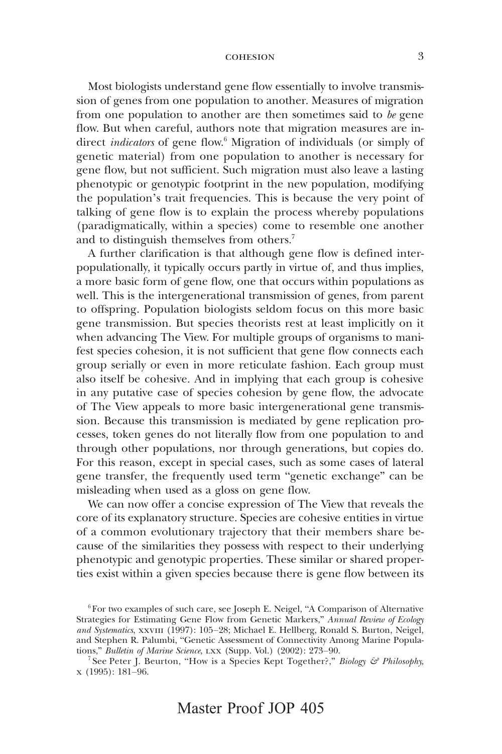Most biologists understand gene flow essentially to involve transmission of genes from one population to another. Measures of migration from one population to another are then sometimes said to *be* gene flow. But when careful, authors note that migration measures are indirect *indicators* of gene flow.[6] Migration of individuals (or simply of genetic material) from one population to another is necessary for gene flow, but not sufficient. Such migration must also leave a lasting phenotypic or genotypic footprint in the new population, modifying the population's trait frequencies. This is because the very point of talking of gene flow is to explain the process whereby populations (paradigmatically, within a species) come to resemble one another and to distinguish themselves from others.[7]

A further clarification is that although gene flow is defined interpopulationally, it typically occurs partly in virtue of, and thus implies, a more basic form of gene flow, one that occurs within populations as well. This is the intergenerational transmission of genes, from parent to offspring. Population biologists seldom focus on this more basic gene transmission. But species theorists rest at least implicitly on it when advancing The View. For multiple groups of organisms to manifest species cohesion, it is not sufficient that gene flow connects each group serially or even in more reticulate fashion. Each group must also itself be cohesive. And in implying that each group is cohesive in any putative case of species cohesion by gene flow, the advocate of The View appeals to more basic intergenerational gene transmission. Because this transmission is mediated by gene replication processes, token genes do not literally flow from one population to and through other populations, nor through generations, but copies do. For this reason, except in special cases, such as some cases of lateral gene transfer, the frequently used term "genetic exchange" can be misleading when used as a gloss on gene flow.

We can now offer a concise expression of The View that reveals the core of its explanatory structure. Species are cohesive entities in virtue of a common evolutionary trajectory that their members share because of the similarities they possess with respect to their underlying phenotypic and genotypic properties. These similar or shared properties exist within a given species because there is gene flow between its

[6] For two examples of such care, see Joseph E. Neigel, "A Comparison of Alternative Strategies for Estimating Gene Flow from Genetic Markers," *Annual Review of Ecology and Systematics*, XXVIII (1997): 105–28; Michael E. Hellberg, Ronald S. Burton, Neigel, and Stephen R. Palumbi, "Genetic Assessment of Connectivity Among Marine Populations," *Bulletin of Marine Science*, LXX (Supp. Vol.) (2002): 273–90.

[7] See Peter J. Beurton, "How is a Species Kept Together?," *Biology & Philosophy*, X (1995): 181–96.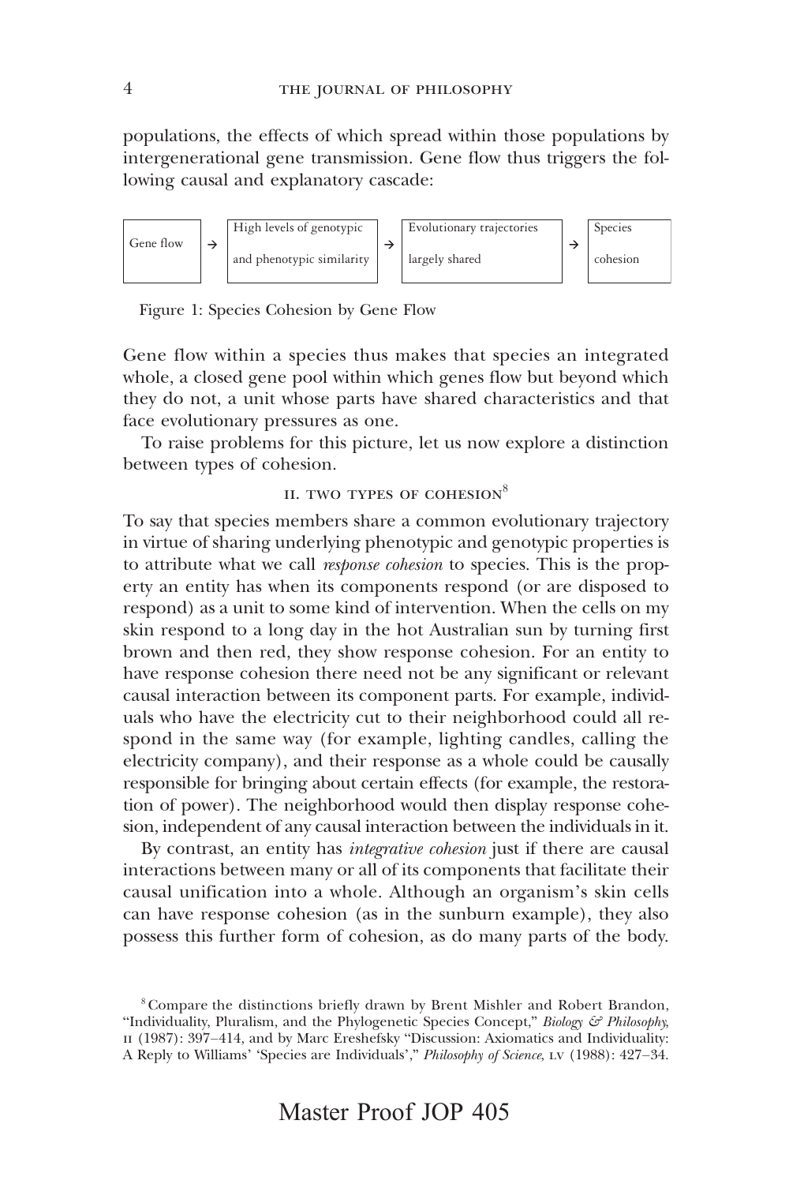populations, the effects of which spread within those populations by intergenerational gene transmission. Gene flow thus triggers the following causal and explanatory cascade:

| Gene flow | → | High levels of genotypic and phenotypic similarity | → | Evolutionary trajectories largely shared | → | Species cohesion |
|---|---|---|---|---|---|---|

Figure 1: Species Cohesion by Gene Flow

Gene flow within a species thus makes that species an integrated whole, a closed gene pool within which genes flow but beyond which they do not, a unit whose parts have shared characteristics and that face evolutionary pressures as one.

To raise problems for this picture, let us now explore a distinction between types of cohesion.

## II. TWO TYPES OF COHESION[8]

To say that species members share a common evolutionary trajectory in virtue of sharing underlying phenotypic and genotypic properties is to attribute what we call *response cohesion* to species. This is the property an entity has when its components respond (or are disposed to respond) as a unit to some kind of intervention. When the cells on my skin respond to a long day in the hot Australian sun by turning first brown and then red, they show response cohesion. For an entity to have response cohesion there need not be any significant or relevant causal interaction between its component parts. For example, individuals who have the electricity cut to their neighborhood could all respond in the same way (for example, lighting candles, calling the electricity company), and their response as a whole could be causally responsible for bringing about certain effects (for example, the restoration of power). The neighborhood would then display response cohesion, independent of any causal interaction between the individuals in it.

By contrast, an entity has *integrative cohesion* just if there are causal interactions between many or all of its components that facilitate their causal unification into a whole. Although an organism's skin cells can have response cohesion (as in the sunburn example), they also possess this further form of cohesion, as do many parts of the body.

[8] Compare the distinctions briefly drawn by Brent Mishler and Robert Brandon, "Individuality, Pluralism, and the Phylogenetic Species Concept," *Biology & Philosophy*, II (1987): 397–414, and by Marc Ereshefsky "Discussion: Axiomatics and Individuality: A Reply to Williams' 'Species are Individuals'," *Philosophy of Science*, LV (1988): 427–34.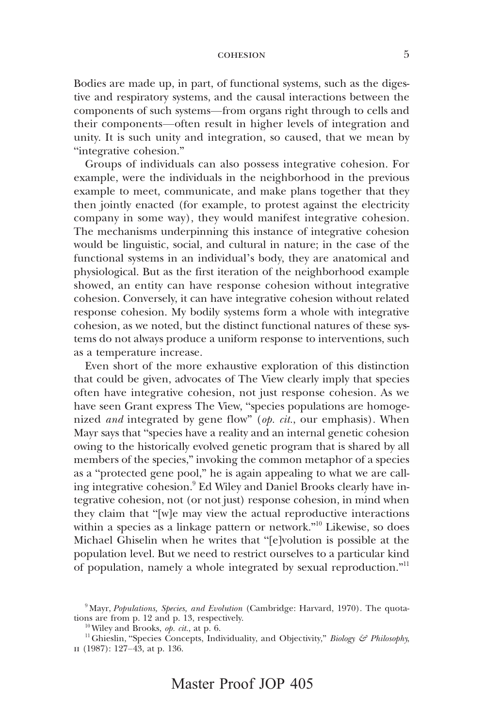Bodies are made up, in part, of functional systems, such as the digestive and respiratory systems, and the causal interactions between the components of such systems—from organs right through to cells and their components—often result in higher levels of integration and unity. It is such unity and integration, so caused, that we mean by "integrative cohesion."

Groups of individuals can also possess integrative cohesion. For example, were the individuals in the neighborhood in the previous example to meet, communicate, and make plans together that they then jointly enacted (for example, to protest against the electricity company in some way), they would manifest integrative cohesion. The mechanisms underpinning this instance of integrative cohesion would be linguistic, social, and cultural in nature; in the case of the functional systems in an individual's body, they are anatomical and physiological. But as the first iteration of the neighborhood example showed, an entity can have response cohesion without integrative cohesion. Conversely, it can have integrative cohesion without related response cohesion. My bodily systems form a whole with integrative cohesion, as we noted, but the distinct functional natures of these systems do not always produce a uniform response to interventions, such as a temperature increase.

Even short of the more exhaustive exploration of this distinction that could be given, advocates of The View clearly imply that species often have integrative cohesion, not just response cohesion. As we have seen Grant express The View, "species populations are homogenized *and* integrated by gene flow" (*op. cit.*, our emphasis). When Mayr says that "species have a reality and an internal genetic cohesion owing to the historically evolved genetic program that is shared by all members of the species," invoking the common metaphor of a species as a "protected gene pool," he is again appealing to what we are calling integrative cohesion.[9] Ed Wiley and Daniel Brooks clearly have integrative cohesion, not (or not just) response cohesion, in mind when they claim that "[w]e may view the actual reproductive interactions within a species as a linkage pattern or network."[10] Likewise, so does Michael Ghiselin when he writes that "[e]volution is possible at the population level. But we need to restrict ourselves to a particular kind of population, namely a whole integrated by sexual reproduction."[11]

---

[9] Mayr, *Populations, Species, and Evolution* (Cambridge: Harvard, 1970). The quotations are from p. 12 and p. 13, respectively.

[10] Wiley and Brooks, *op. cit.*, at p. 6.

[11] Ghieslin, "Species Concepts, Individuality, and Objectivity," *Biology & Philosophy*, II (1987): 127–43, at p. 136.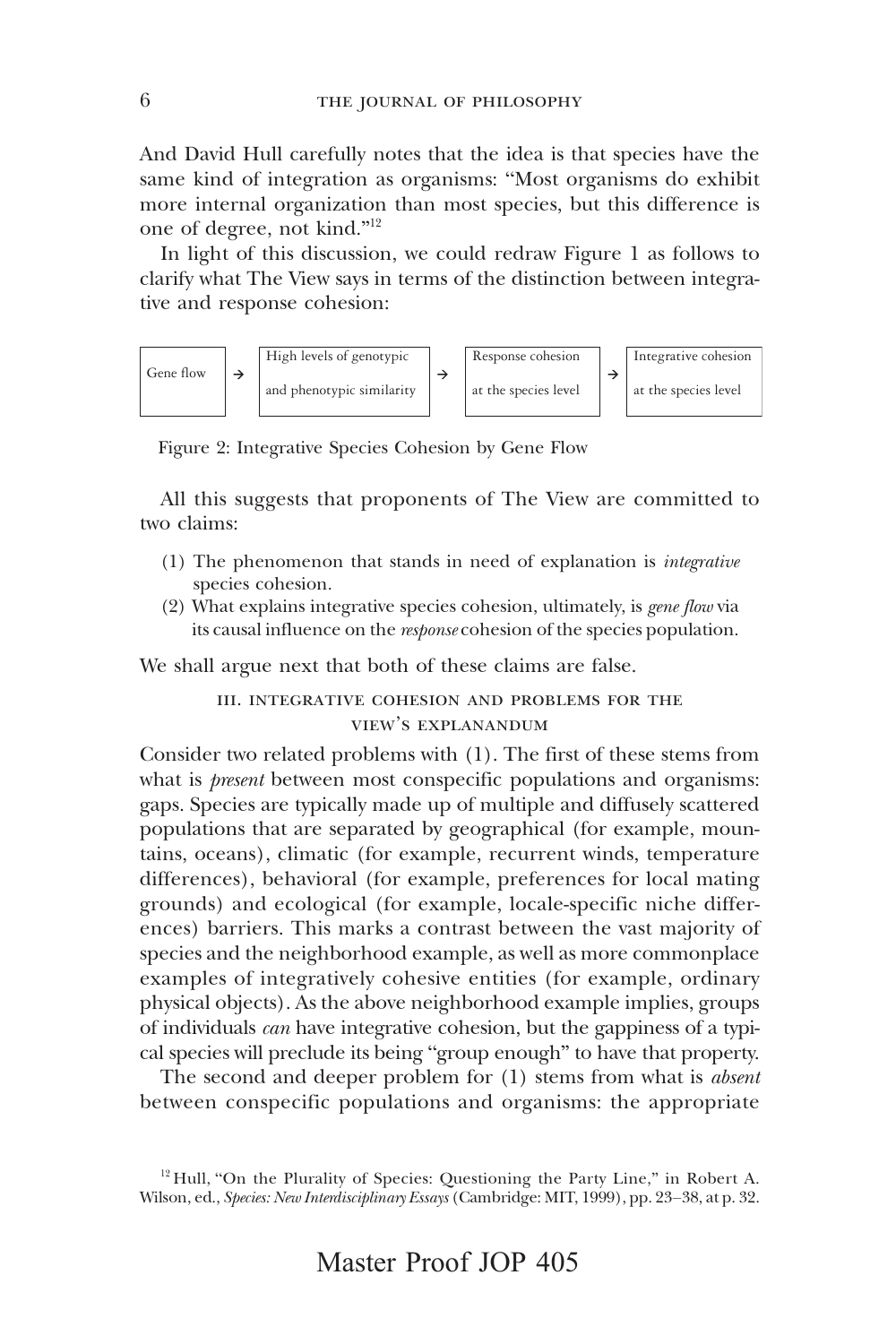And David Hull carefully notes that the idea is that species have the same kind of integration as organisms: "Most organisms do exhibit more internal organization than most species, but this difference is one of degree, not kind."[12]

In light of this discussion, we could redraw Figure 1 as follows to clarify what The View says in terms of the distinction between integrative and response cohesion:

| Gene flow | → | High levels of genotypic and phenotypic similarity | → | Response cohesion at the species level | → | Integrative cohesion at the species level |
|---|---|---|---|---|---|---|

Figure 2: Integrative Species Cohesion by Gene Flow

All this suggests that proponents of The View are committed to two claims:

(1) The phenomenon that stands in need of explanation is *integrative* species cohesion.

(2) What explains integrative species cohesion, ultimately, is *gene flow* via its causal influence on the *response* cohesion of the species population.

We shall argue next that both of these claims are false.

## III. Integrative Cohesion and Problems for the View's Explanandum

Consider two related problems with (1). The first of these stems from what is *present* between most conspecific populations and organisms: gaps. Species are typically made up of multiple and diffusely scattered populations that are separated by geographical (for example, mountains, oceans), climatic (for example, recurrent winds, temperature differences), behavioral (for example, preferences for local mating grounds) and ecological (for example, locale-specific niche differences) barriers. This marks a contrast between the vast majority of species and the neighborhood example, as well as more commonplace examples of integratively cohesive entities (for example, ordinary physical objects). As the above neighborhood example implies, groups of individuals *can* have integrative cohesion, but the gappiness of a typical species will preclude its being "group enough" to have that property.

The second and deeper problem for (1) stems from what is *absent* between conspecific populations and organisms: the appropriate

[12] Hull, "On the Plurality of Species: Questioning the Party Line," in Robert A. Wilson, ed., *Species: New Interdisciplinary Essays* (Cambridge: MIT, 1999), pp. 23–38, at p. 32.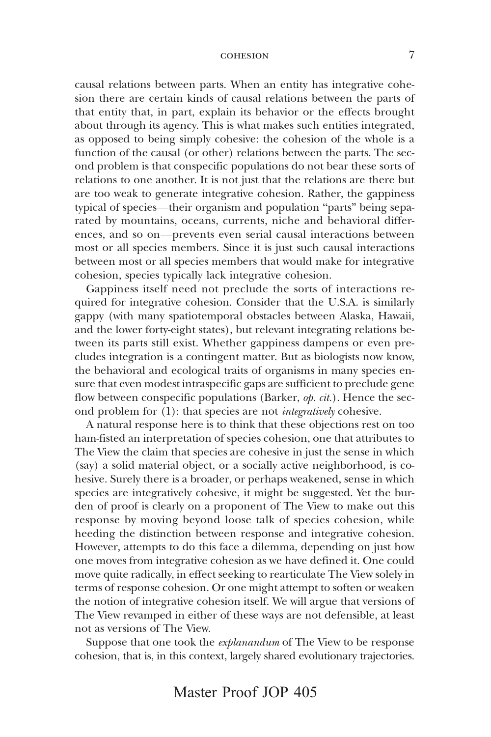causal relations between parts. When an entity has integrative cohesion there are certain kinds of causal relations between the parts of that entity that, in part, explain its behavior or the effects brought about through its agency. This is what makes such entities integrated, as opposed to being simply cohesive: the cohesion of the whole is a function of the causal (or other) relations between the parts. The second problem is that conspecific populations do not bear these sorts of relations to one another. It is not just that the relations are there but are too weak to generate integrative cohesion. Rather, the gappiness typical of species—their organism and population "parts" being separated by mountains, oceans, currents, niche and behavioral differences, and so on—prevents even serial causal interactions between most or all species members. Since it is just such causal interactions between most or all species members that would make for integrative cohesion, species typically lack integrative cohesion.

Gappiness itself need not preclude the sorts of interactions required for integrative cohesion. Consider that the U.S.A. is similarly gappy (with many spatiotemporal obstacles between Alaska, Hawaii, and the lower forty-eight states), but relevant integrating relations between its parts still exist. Whether gappiness dampens or even precludes integration is a contingent matter. But as biologists now know, the behavioral and ecological traits of organisms in many species ensure that even modest intraspecific gaps are sufficient to preclude gene flow between conspecific populations (Barker, *op. cit.*). Hence the second problem for (1): that species are not *integratively* cohesive.

A natural response here is to think that these objections rest on too ham-fisted an interpretation of species cohesion, one that attributes to The View the claim that species are cohesive in just the sense in which (say) a solid material object, or a socially active neighborhood, is cohesive. Surely there is a broader, or perhaps weakened, sense in which species are integratively cohesive, it might be suggested. Yet the burden of proof is clearly on a proponent of The View to make out this response by moving beyond loose talk of species cohesion, while heeding the distinction between response and integrative cohesion. However, attempts to do this face a dilemma, depending on just how one moves from integrative cohesion as we have defined it. One could move quite radically, in effect seeking to rearticulate The View solely in terms of response cohesion. Or one might attempt to soften or weaken the notion of integrative cohesion itself. We will argue that versions of The View revamped in either of these ways are not defensible, at least not as versions of The View.

Suppose that one took the *explanandum* of The View to be response cohesion, that is, in this context, largely shared evolutionary trajectories.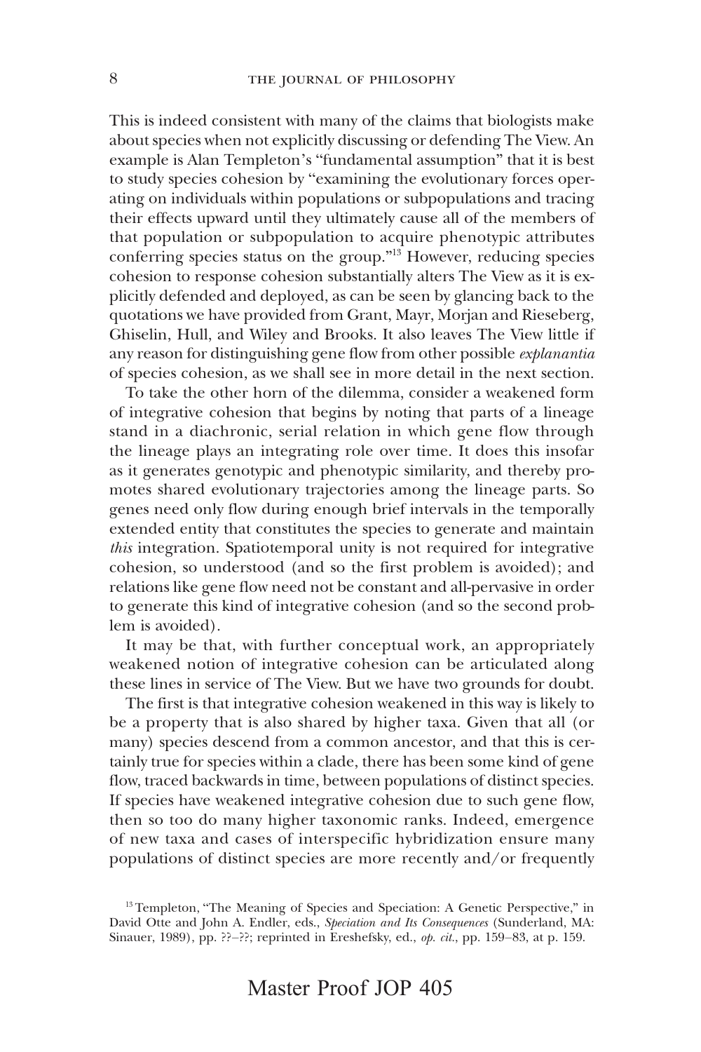This is indeed consistent with many of the claims that biologists make about species when not explicitly discussing or defending The View. An example is Alan Templeton's "fundamental assumption" that it is best to study species cohesion by "examining the evolutionary forces operating on individuals within populations or subpopulations and tracing their effects upward until they ultimately cause all of the members of that population or subpopulation to acquire phenotypic attributes conferring species status on the group."[13] However, reducing species cohesion to response cohesion substantially alters The View as it is explicitly defended and deployed, as can be seen by glancing back to the quotations we have provided from Grant, Mayr, Morjan and Rieseberg, Ghiselin, Hull, and Wiley and Brooks. It also leaves The View little if any reason for distinguishing gene flow from other possible *explanantia* of species cohesion, as we shall see in more detail in the next section.

To take the other horn of the dilemma, consider a weakened form of integrative cohesion that begins by noting that parts of a lineage stand in a diachronic, serial relation in which gene flow through the lineage plays an integrating role over time. It does this insofar as it generates genotypic and phenotypic similarity, and thereby promotes shared evolutionary trajectories among the lineage parts. So genes need only flow during enough brief intervals in the temporally extended entity that constitutes the species to generate and maintain *this* integration. Spatiotemporal unity is not required for integrative cohesion, so understood (and so the first problem is avoided); and relations like gene flow need not be constant and all-pervasive in order to generate this kind of integrative cohesion (and so the second problem is avoided).

It may be that, with further conceptual work, an appropriately weakened notion of integrative cohesion can be articulated along these lines in service of The View. But we have two grounds for doubt.

The first is that integrative cohesion weakened in this way is likely to be a property that is also shared by higher taxa. Given that all (or many) species descend from a common ancestor, and that this is certainly true for species within a clade, there has been some kind of gene flow, traced backwards in time, between populations of distinct species. If species have weakened integrative cohesion due to such gene flow, then so too do many higher taxonomic ranks. Indeed, emergence of new taxa and cases of interspecific hybridization ensure many populations of distinct species are more recently and/or frequently

[13] Templeton, "The Meaning of Species and Speciation: A Genetic Perspective," in David Otte and John A. Endler, eds., *Speciation and Its Consequences* (Sunderland, MA: Sinauer, 1989), pp. ??–??; reprinted in Ereshefsky, ed., *op. cit.*, pp. 159–83, at p. 159.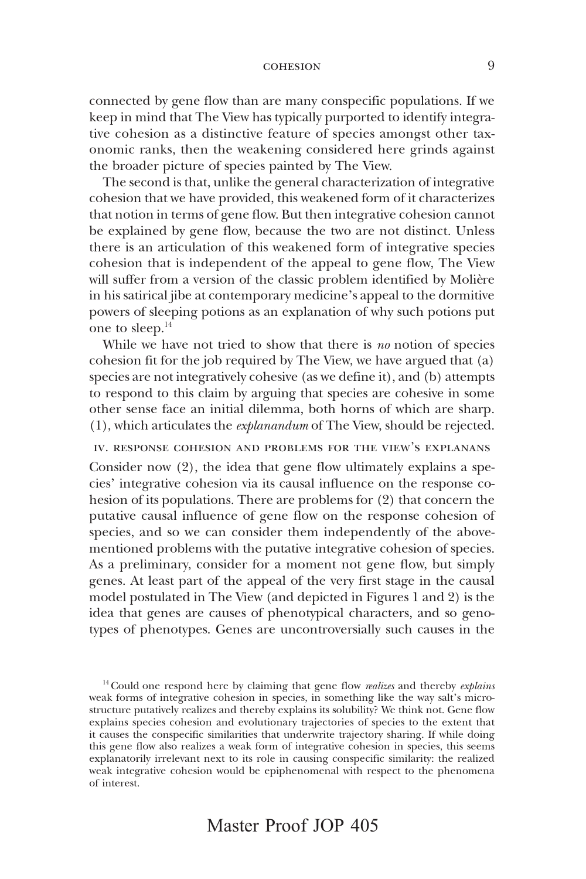connected by gene flow than are many conspecific populations. If we keep in mind that The View has typically purported to identify integrative cohesion as a distinctive feature of species amongst other taxonomic ranks, then the weakening considered here grinds against the broader picture of species painted by The View.

The second is that, unlike the general characterization of integrative cohesion that we have provided, this weakened form of it characterizes that notion in terms of gene flow. But then integrative cohesion cannot be explained by gene flow, because the two are not distinct. Unless there is an articulation of this weakened form of integrative species cohesion that is independent of the appeal to gene flow, The View will suffer from a version of the classic problem identified by Molière in his satirical jibe at contemporary medicine's appeal to the dormitive powers of sleeping potions as an explanation of why such potions put one to sleep.[14]

While we have not tried to show that there is *no* notion of species cohesion fit for the job required by The View, we have argued that (a) species are not integratively cohesive (as we define it), and (b) attempts to respond to this claim by arguing that species are cohesive in some other sense face an initial dilemma, both horns of which are sharp. (1), which articulates the *explanandum* of The View, should be rejected.

## IV. Response Cohesion and Problems for the View's Explanans

Consider now (2), the idea that gene flow ultimately explains a species' integrative cohesion via its causal influence on the response cohesion of its populations. There are problems for (2) that concern the putative causal influence of gene flow on the response cohesion of species, and so we can consider them independently of the above-mentioned problems with the putative integrative cohesion of species. As a preliminary, consider for a moment not gene flow, but simply genes. At least part of the appeal of the very first stage in the causal model postulated in The View (and depicted in Figures 1 and 2) is the idea that genes are causes of phenotypical characters, and so genotypes of phenotypes. Genes are uncontroversially such causes in the

[14] Could one respond here by claiming that gene flow *realizes* and thereby *explains* weak forms of integrative cohesion in species, in something like the way salt's microstructure putatively realizes and thereby explains its solubility? We think not. Gene flow explains species cohesion and evolutionary trajectories of species to the extent that it causes the conspecific similarities that underwrite trajectory sharing. If while doing this gene flow also realizes a weak form of integrative cohesion in species, this seems explanatorily irrelevant next to its role in causing conspecific similarity: the realized weak integrative cohesion would be epiphenomenal with respect to the phenomena of interest.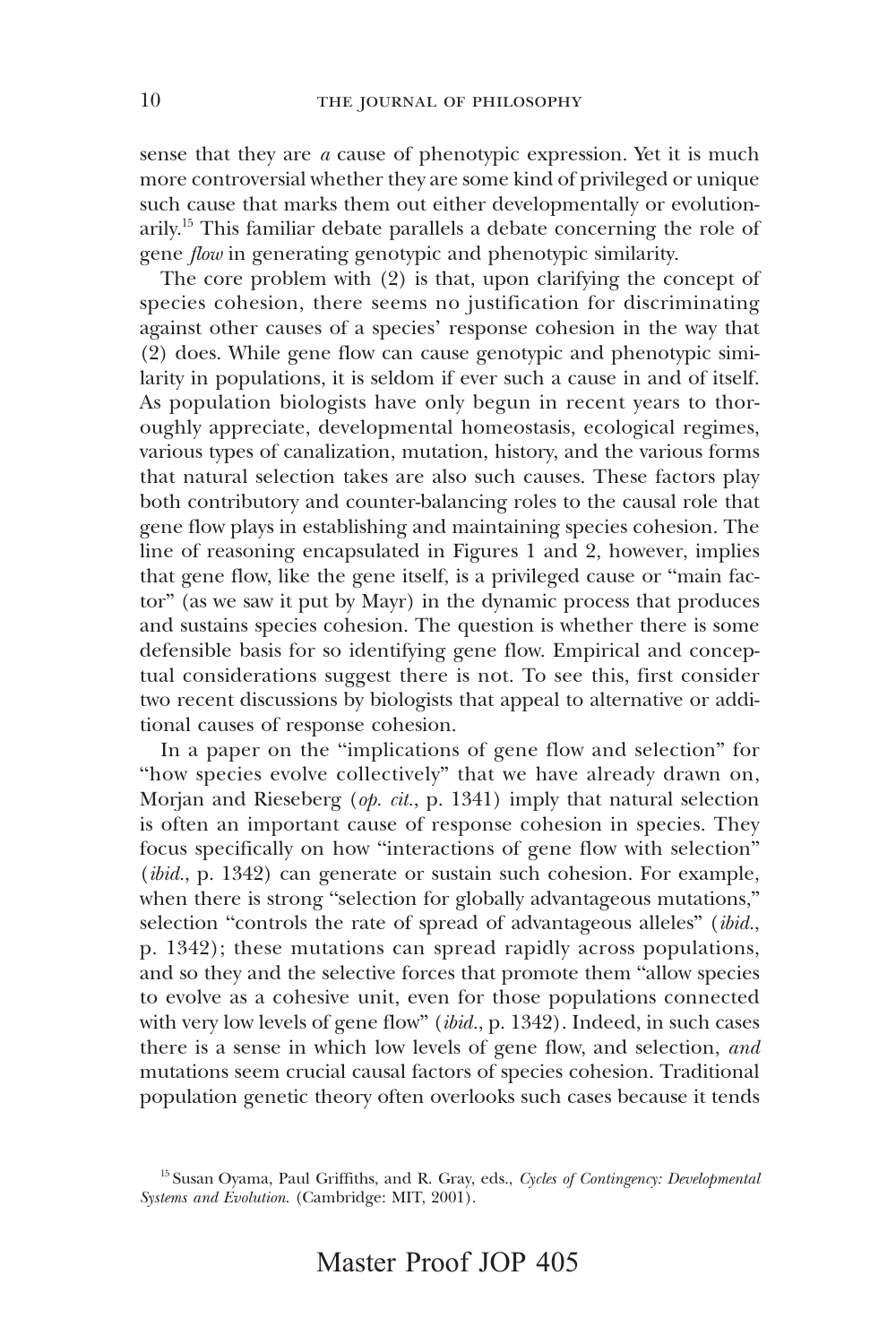sense that they are *a* cause of phenotypic expression. Yet it is much more controversial whether they are some kind of privileged or unique such cause that marks them out either developmentally or evolutionarily.[15] This familiar debate parallels a debate concerning the role of gene *flow* in generating genotypic and phenotypic similarity.

The core problem with (2) is that, upon clarifying the concept of species cohesion, there seems no justification for discriminating against other causes of a species' response cohesion in the way that (2) does. While gene flow can cause genotypic and phenotypic similarity in populations, it is seldom if ever such a cause in and of itself. As population biologists have only begun in recent years to thoroughly appreciate, developmental homeostasis, ecological regimes, various types of canalization, mutation, history, and the various forms that natural selection takes are also such causes. These factors play both contributory and counter-balancing roles to the causal role that gene flow plays in establishing and maintaining species cohesion. The line of reasoning encapsulated in Figures 1 and 2, however, implies that gene flow, like the gene itself, is a privileged cause or "main factor" (as we saw it put by Mayr) in the dynamic process that produces and sustains species cohesion. The question is whether there is some defensible basis for so identifying gene flow. Empirical and conceptual considerations suggest there is not. To see this, first consider two recent discussions by biologists that appeal to alternative or additional causes of response cohesion.

In a paper on the "implications of gene flow and selection" for "how species evolve collectively" that we have already drawn on, Morjan and Rieseberg (*op. cit.*, p. 1341) imply that natural selection is often an important cause of response cohesion in species. They focus specifically on how "interactions of gene flow with selection" (*ibid.*, p. 1342) can generate or sustain such cohesion. For example, when there is strong "selection for globally advantageous mutations," selection "controls the rate of spread of advantageous alleles" (*ibid.*, p. 1342); these mutations can spread rapidly across populations, and so they and the selective forces that promote them "allow species to evolve as a cohesive unit, even for those populations connected with very low levels of gene flow" (*ibid.*, p. 1342). Indeed, in such cases there is a sense in which low levels of gene flow, and selection, *and* mutations seem crucial causal factors of species cohesion. Traditional population genetic theory often overlooks such cases because it tends

[15] Susan Oyama, Paul Griffiths, and R. Gray, eds., *Cycles of Contingency: Developmental Systems and Evolution.* (Cambridge: MIT, 2001).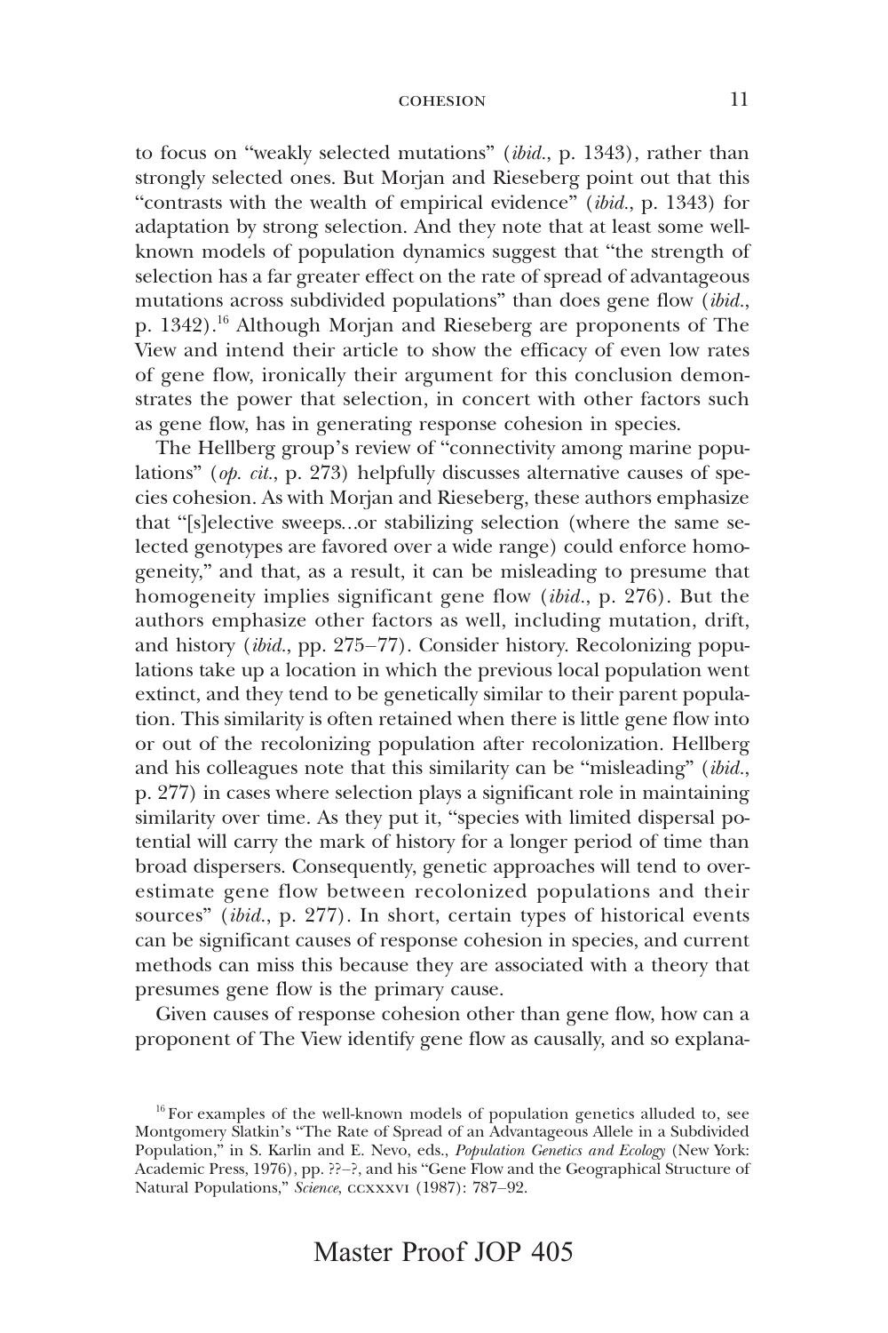to focus on "weakly selected mutations" (*ibid.*, p. 1343), rather than strongly selected ones. But Morjan and Rieseberg point out that this "contrasts with the wealth of empirical evidence" (*ibid.*, p. 1343) for adaptation by strong selection. And they note that at least some well-known models of population dynamics suggest that "the strength of selection has a far greater effect on the rate of spread of advantageous mutations across subdivided populations" than does gene flow (*ibid.*, p. 1342).[16] Although Morjan and Rieseberg are proponents of The View and intend their article to show the efficacy of even low rates of gene flow, ironically their argument for this conclusion demonstrates the power that selection, in concert with other factors such as gene flow, has in generating response cohesion in species.

The Hellberg group's review of "connectivity among marine populations" (*op. cit.*, p. 273) helpfully discusses alternative causes of species cohesion. As with Morjan and Rieseberg, these authors emphasize that "[s]elective sweeps…or stabilizing selection (where the same selected genotypes are favored over a wide range) could enforce homogeneity," and that, as a result, it can be misleading to presume that homogeneity implies significant gene flow (*ibid.*, p. 276). But the authors emphasize other factors as well, including mutation, drift, and history (*ibid.*, pp. 275–77). Consider history. Recolonizing populations take up a location in which the previous local population went extinct, and they tend to be genetically similar to their parent population. This similarity is often retained when there is little gene flow into or out of the recolonizing population after recolonization. Hellberg and his colleagues note that this similarity can be "misleading" (*ibid.*, p. 277) in cases where selection plays a significant role in maintaining similarity over time. As they put it, "species with limited dispersal potential will carry the mark of history for a longer period of time than broad dispersers. Consequently, genetic approaches will tend to overestimate gene flow between recolonized populations and their sources" (*ibid.*, p. 277). In short, certain types of historical events can be significant causes of response cohesion in species, and current methods can miss this because they are associated with a theory that presumes gene flow is the primary cause.

Given causes of response cohesion other than gene flow, how can a proponent of The View identify gene flow as causally, and so explana-

[16] For examples of the well-known models of population genetics alluded to, see Montgomery Slatkin's "The Rate of Spread of an Advantageous Allele in a Subdivided Population," in S. Karlin and E. Nevo, eds., *Population Genetics and Ecology* (New York: Academic Press, 1976), pp. ??–?, and his "Gene Flow and the Geographical Structure of Natural Populations," *Science*, CCXXXVI (1987): 787–92.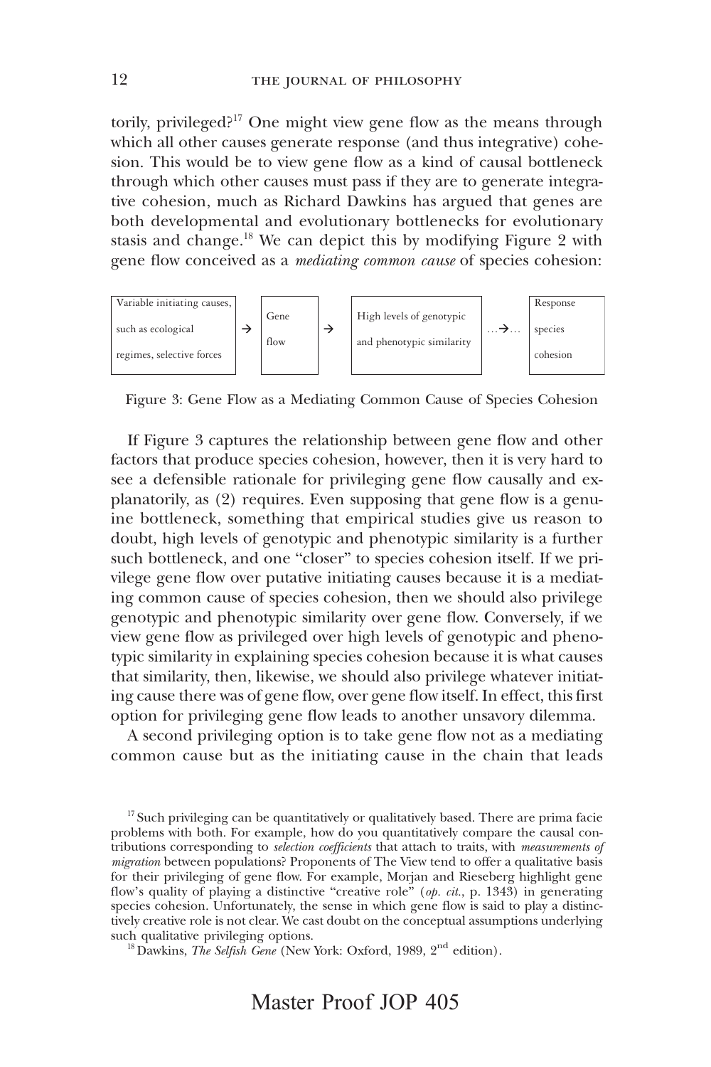torily, privileged?[17] One might view gene flow as the means through which all other causes generate response (and thus integrative) cohesion. This would be to view gene flow as a kind of causal bottleneck through which other causes must pass if they are to generate integrative cohesion, much as Richard Dawkins has argued that genes are both developmental and evolutionary bottlenecks for evolutionary stasis and change.[18] We can depict this by modifying Figure 2 with gene flow conceived as a *mediating common cause* of species cohesion:

| Variable initiating causes, such as ecological regimes, selective forces | → | Gene flow | → | High levels of genotypic and phenotypic similarity | …→… | Response species cohesion |
|---|---|---|---|---|---|---|

Figure 3: Gene Flow as a Mediating Common Cause of Species Cohesion

If Figure 3 captures the relationship between gene flow and other factors that produce species cohesion, however, then it is very hard to see a defensible rationale for privileging gene flow causally and explanatorily, as (2) requires. Even supposing that gene flow is a genuine bottleneck, something that empirical studies give us reason to doubt, high levels of genotypic and phenotypic similarity is a further such bottleneck, and one "closer" to species cohesion itself. If we privilege gene flow over putative initiating causes because it is a mediating common cause of species cohesion, then we should also privilege genotypic and phenotypic similarity over gene flow. Conversely, if we view gene flow as privileged over high levels of genotypic and phenotypic similarity in explaining species cohesion because it is what causes that similarity, then, likewise, we should also privilege whatever initiating cause there was of gene flow, over gene flow itself. In effect, this first option for privileging gene flow leads to another unsavory dilemma.

A second privileging option is to take gene flow not as a mediating common cause but as the initiating cause in the chain that leads

[17] Such privileging can be quantitatively or qualitatively based. There are prima facie problems with both. For example, how do you quantitatively compare the causal contributions corresponding to *selection coefficients* that attach to traits, with *measurements of migration* between populations? Proponents of The View tend to offer a qualitative basis for their privileging of gene flow. For example, Morjan and Rieseberg highlight gene flow's quality of playing a distinctive "creative role" (*op. cit.*, p. 1343) in generating species cohesion. Unfortunately, the sense in which gene flow is said to play a distinctively creative role is not clear. We cast doubt on the conceptual assumptions underlying such qualitative privileging options.

[18] Dawkins, *The Selfish Gene* (New York: Oxford, 1989, 2nd edition).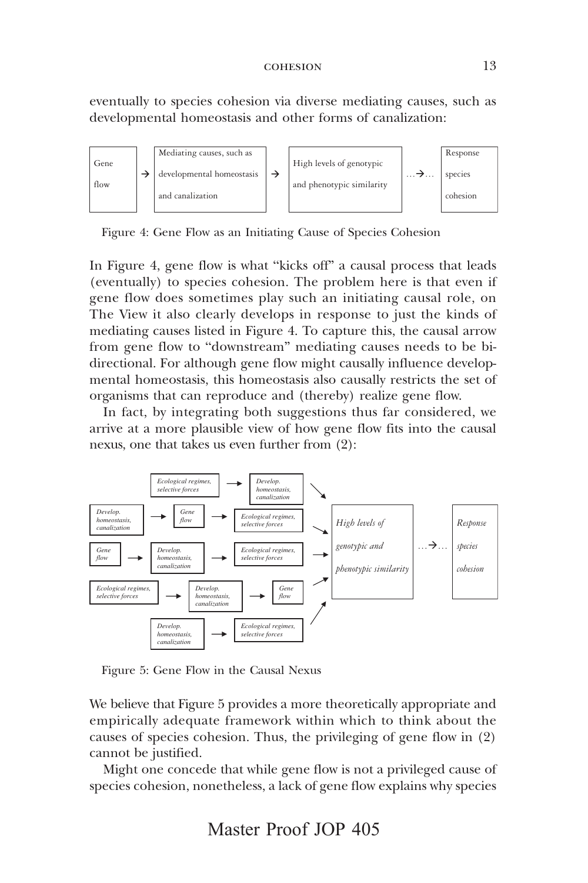eventually to species cohesion via diverse mediating causes, such as developmental homeostasis and other forms of canalization:

| Gene flow | → | Mediating causes, such as developmental homeostasis and canalization | → | High levels of genotypic and phenotypic similarity | …→… | Response species cohesion |
|---|---|---|---|---|---|---|

Figure 4: Gene Flow as an Initiating Cause of Species Cohesion

In Figure 4, gene flow is what "kicks off" a causal process that leads (eventually) to species cohesion. The problem here is that even if gene flow does sometimes play such an initiating causal role, on The View it also clearly develops in response to just the kinds of mediating causes listed in Figure 4. To capture this, the causal arrow from gene flow to "downstream" mediating causes needs to be bi-directional. For although gene flow might causally influence developmental homeostasis, this homeostasis also causally restricts the set of organisms that can reproduce and (thereby) realize gene flow.

In fact, by integrating both suggestions thus far considered, we arrive at a more plausible view of how gene flow fits into the causal nexus, one that takes us even further from (2):

*Ecological regimes, selective forces* → *Develop. homeostasis, canalization* ↘

*Develop. homeostasis, canalization* → *Gene flow* → *Ecological regimes, selective forces* ↘

*Gene flow* → *Develop. homeostasis, canalization* → *Ecological regimes, selective forces* → *High levels of genotypic and phenotypic similarity* …→… *Response species cohesion*

*Ecological regimes, selective forces* → *Develop. homeostasis, canalization* → *Gene flow* ↗

*Develop. homeostasis, canalization* → *Ecological regimes, selective forces* ↗

Figure 5: Gene Flow in the Causal Nexus

We believe that Figure 5 provides a more theoretically appropriate and empirically adequate framework within which to think about the causes of species cohesion. Thus, the privileging of gene flow in (2) cannot be justified.

Might one concede that while gene flow is not a privileged cause of species cohesion, nonetheless, a lack of gene flow explains why species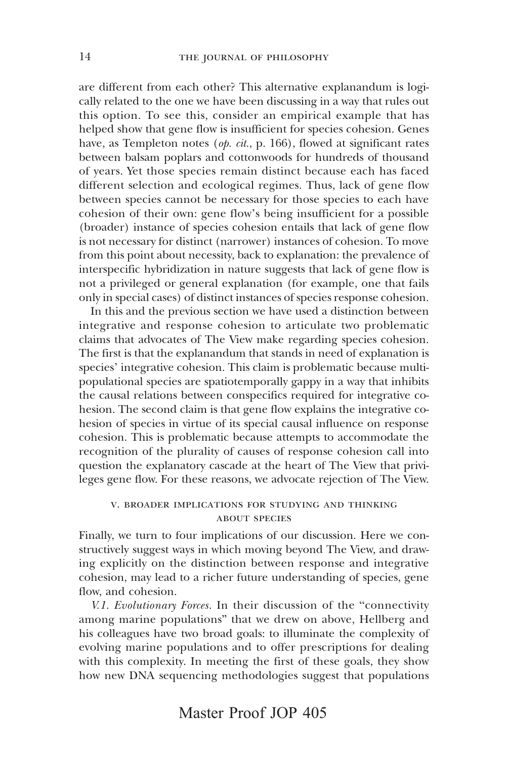are different from each other? This alternative explanandum is logically related to the one we have been discussing in a way that rules out this option. To see this, consider an empirical example that has helped show that gene flow is insufficient for species cohesion. Genes have, as Templeton notes (*op. cit.*, p. 166), flowed at significant rates between balsam poplars and cottonwoods for hundreds of thousand of years. Yet those species remain distinct because each has faced different selection and ecological regimes. Thus, lack of gene flow between species cannot be necessary for those species to each have cohesion of their own: gene flow's being insufficient for a possible (broader) instance of species cohesion entails that lack of gene flow is not necessary for distinct (narrower) instances of cohesion. To move from this point about necessity, back to explanation: the prevalence of interspecific hybridization in nature suggests that lack of gene flow is not a privileged or general explanation (for example, one that fails only in special cases) of distinct instances of species response cohesion.

In this and the previous section we have used a distinction between integrative and response cohesion to articulate two problematic claims that advocates of The View make regarding species cohesion. The first is that the explanandum that stands in need of explanation is species' integrative cohesion. This claim is problematic because multi-populational species are spatiotemporally gappy in a way that inhibits the causal relations between conspecifics required for integrative cohesion. The second claim is that gene flow explains the integrative cohesion of species in virtue of its special causal influence on response cohesion. This is problematic because attempts to accommodate the recognition of the plurality of causes of response cohesion call into question the explanatory cascade at the heart of The View that privileges gene flow. For these reasons, we advocate rejection of The View.

## V. BROADER IMPLICATIONS FOR STUDYING AND THINKING ABOUT SPECIES

Finally, we turn to four implications of our discussion. Here we constructively suggest ways in which moving beyond The View, and drawing explicitly on the distinction between response and integrative cohesion, may lead to a richer future understanding of species, gene flow, and cohesion.

*V.1. Evolutionary Forces.* In their discussion of the "connectivity among marine populations" that we drew on above, Hellberg and his colleagues have two broad goals: to illuminate the complexity of evolving marine populations and to offer prescriptions for dealing with this complexity. In meeting the first of these goals, they show how new DNA sequencing methodologies suggest that populations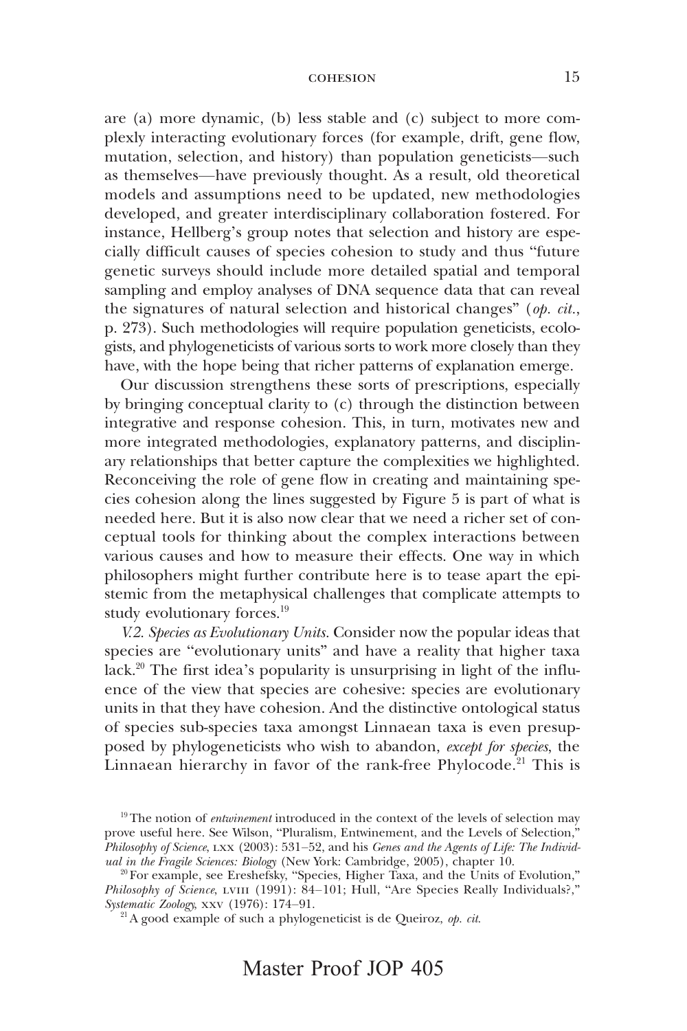are (a) more dynamic, (b) less stable and (c) subject to more complexly interacting evolutionary forces (for example, drift, gene flow, mutation, selection, and history) than population geneticists—such as themselves—have previously thought. As a result, old theoretical models and assumptions need to be updated, new methodologies developed, and greater interdisciplinary collaboration fostered. For instance, Hellberg's group notes that selection and history are especially difficult causes of species cohesion to study and thus "future genetic surveys should include more detailed spatial and temporal sampling and employ analyses of DNA sequence data that can reveal the signatures of natural selection and historical changes" (*op. cit.*, p. 273). Such methodologies will require population geneticists, ecologists, and phylogeneticists of various sorts to work more closely than they have, with the hope being that richer patterns of explanation emerge.

Our discussion strengthens these sorts of prescriptions, especially by bringing conceptual clarity to (c) through the distinction between integrative and response cohesion. This, in turn, motivates new and more integrated methodologies, explanatory patterns, and disciplinary relationships that better capture the complexities we highlighted. Reconceiving the role of gene flow in creating and maintaining species cohesion along the lines suggested by Figure 5 is part of what is needed here. But it is also now clear that we need a richer set of conceptual tools for thinking about the complex interactions between various causes and how to measure their effects. One way in which philosophers might further contribute here is to tease apart the epistemic from the metaphysical challenges that complicate attempts to study evolutionary forces.[19]

*V.2. Species as Evolutionary Units.* Consider now the popular ideas that species are "evolutionary units" and have a reality that higher taxa lack.[20] The first idea's popularity is unsurprising in light of the influence of the view that species are cohesive: species are evolutionary units in that they have cohesion. And the distinctive ontological status of species sub-species taxa amongst Linnaean taxa is even presupposed by phylogeneticists who wish to abandon, *except for species*, the Linnaean hierarchy in favor of the rank-free Phylocode.[21] This is

[19] The notion of *entwinement* introduced in the context of the levels of selection may prove useful here. See Wilson, "Pluralism, Entwinement, and the Levels of Selection," *Philosophy of Science*, LXX (2003): 531–52, and his *Genes and the Agents of Life: The Individual in the Fragile Sciences: Biology* (New York: Cambridge, 2005), chapter 10.

[20] For example, see Ereshefsky, "Species, Higher Taxa, and the Units of Evolution," *Philosophy of Science*, LVIII (1991): 84–101; Hull, "Are Species Really Individuals?," *Systematic Zoology*, XXV (1976): 174–91.

[21] A good example of such a phylogeneticist is de Queiroz, *op. cit.*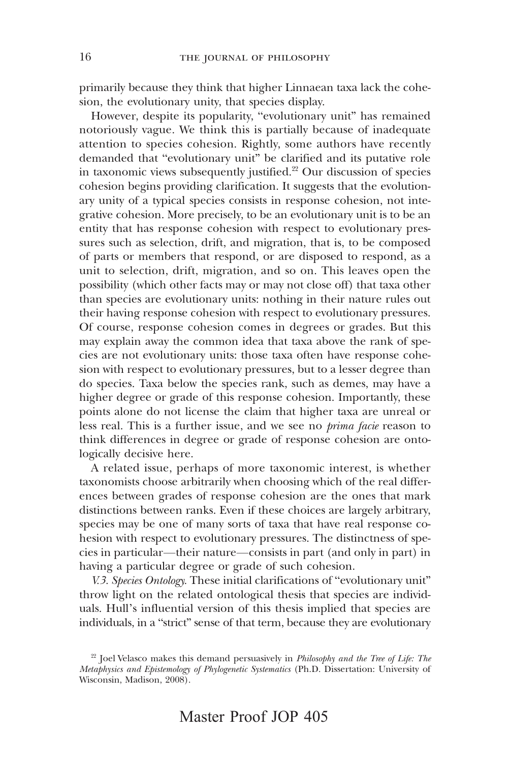primarily because they think that higher Linnaean taxa lack the cohesion, the evolutionary unity, that species display.

However, despite its popularity, "evolutionary unit" has remained notoriously vague. We think this is partially because of inadequate attention to species cohesion. Rightly, some authors have recently demanded that "evolutionary unit" be clarified and its putative role in taxonomic views subsequently justified.[22] Our discussion of species cohesion begins providing clarification. It suggests that the evolutionary unity of a typical species consists in response cohesion, not integrative cohesion. More precisely, to be an evolutionary unit is to be an entity that has response cohesion with respect to evolutionary pressures such as selection, drift, and migration, that is, to be composed of parts or members that respond, or are disposed to respond, as a unit to selection, drift, migration, and so on. This leaves open the possibility (which other facts may or may not close off) that taxa other than species are evolutionary units: nothing in their nature rules out their having response cohesion with respect to evolutionary pressures. Of course, response cohesion comes in degrees or grades. But this may explain away the common idea that taxa above the rank of species are not evolutionary units: those taxa often have response cohesion with respect to evolutionary pressures, but to a lesser degree than do species. Taxa below the species rank, such as demes, may have a higher degree or grade of this response cohesion. Importantly, these points alone do not license the claim that higher taxa are unreal or less real. This is a further issue, and we see no *prima facie* reason to think differences in degree or grade of response cohesion are ontologically decisive here.

A related issue, perhaps of more taxonomic interest, is whether taxonomists choose arbitrarily when choosing which of the real differences between grades of response cohesion are the ones that mark distinctions between ranks. Even if these choices are largely arbitrary, species may be one of many sorts of taxa that have real response cohesion with respect to evolutionary pressures. The distinctness of species in particular—their nature—consists in part (and only in part) in having a particular degree or grade of such cohesion.

*V.3. Species Ontology.* These initial clarifications of "evolutionary unit" throw light on the related ontological thesis that species are individuals. Hull's influential version of this thesis implied that species are individuals, in a "strict" sense of that term, because they are evolutionary

[22] Joel Velasco makes this demand persuasively in *Philosophy and the Tree of Life: The Metaphysics and Epistemology of Phylogenetic Systematics* (Ph.D. Dissertation: University of Wisconsin, Madison, 2008).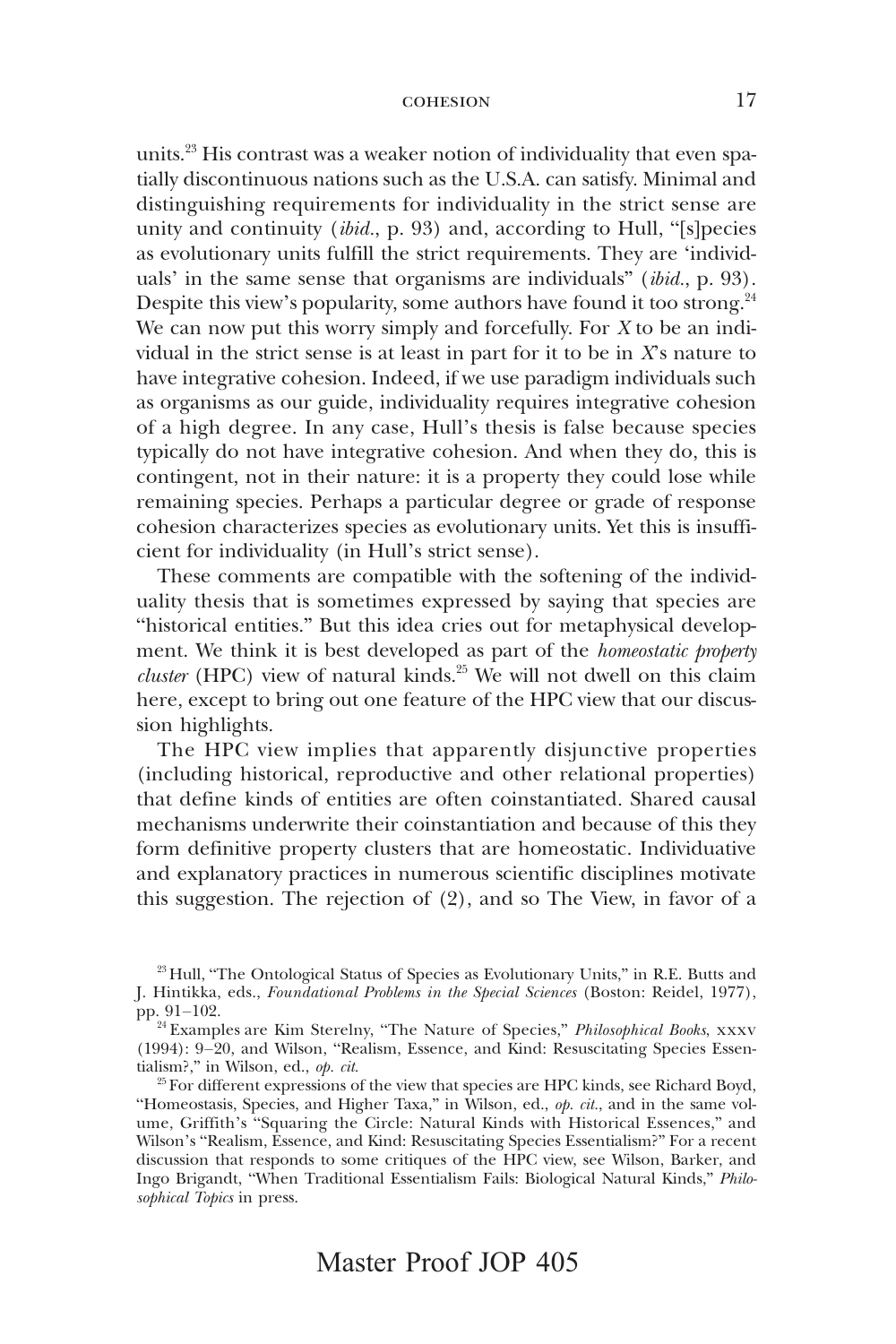units.[23] His contrast was a weaker notion of individuality that even spatially discontinuous nations such as the U.S.A. can satisfy. Minimal and distinguishing requirements for individuality in the strict sense are unity and continuity (*ibid.*, p. 93) and, according to Hull, "[s]pecies as evolutionary units fulfill the strict requirements. They are 'individuals' in the same sense that organisms are individuals" (*ibid.*, p. 93). Despite this view's popularity, some authors have found it too strong.[24] We can now put this worry simply and forcefully. For *X* to be an individual in the strict sense is at least in part for it to be in *X*'s nature to have integrative cohesion. Indeed, if we use paradigm individuals such as organisms as our guide, individuality requires integrative cohesion of a high degree. In any case, Hull's thesis is false because species typically do not have integrative cohesion. And when they do, this is contingent, not in their nature: it is a property they could lose while remaining species. Perhaps a particular degree or grade of response cohesion characterizes species as evolutionary units. Yet this is insufficient for individuality (in Hull's strict sense).

These comments are compatible with the softening of the individuality thesis that is sometimes expressed by saying that species are "historical entities." But this idea cries out for metaphysical development. We think it is best developed as part of the *homeostatic property cluster* (HPC) view of natural kinds.[25] We will not dwell on this claim here, except to bring out one feature of the HPC view that our discussion highlights.

The HPC view implies that apparently disjunctive properties (including historical, reproductive and other relational properties) that define kinds of entities are often coinstantiated. Shared causal mechanisms underwrite their coinstantiation and because of this they form definitive property clusters that are homeostatic. Individuative and explanatory practices in numerous scientific disciplines motivate this suggestion. The rejection of (2), and so The View, in favor of a

[23] Hull, "The Ontological Status of Species as Evolutionary Units," in R.E. Butts and J. Hintikka, eds., *Foundational Problems in the Special Sciences* (Boston: Reidel, 1977), pp. 91–102.

[24] Examples are Kim Sterelny, "The Nature of Species," *Philosophical Books*, xxxv (1994): 9–20, and Wilson, "Realism, Essence, and Kind: Resuscitating Species Essentialism?," in Wilson, ed., *op. cit.*

[25] For different expressions of the view that species are HPC kinds, see Richard Boyd, "Homeostasis, Species, and Higher Taxa," in Wilson, ed., *op. cit.*, and in the same volume, Griffith's "Squaring the Circle: Natural Kinds with Historical Essences," and Wilson's "Realism, Essence, and Kind: Resuscitating Species Essentialism?" For a recent discussion that responds to some critiques of the HPC view, see Wilson, Barker, and Ingo Brigandt, "When Traditional Essentialism Fails: Biological Natural Kinds," *Philosophical Topics* in press.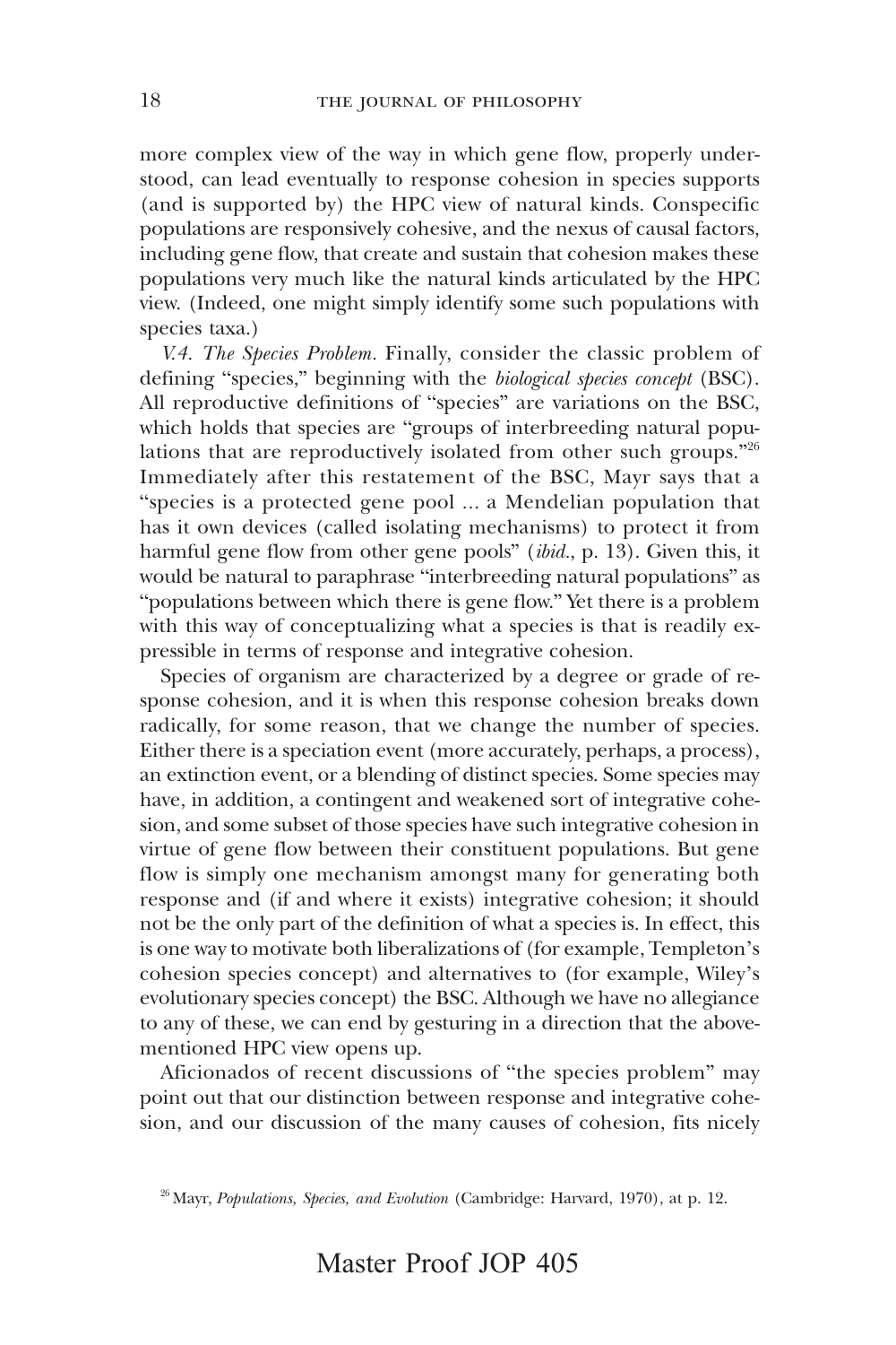more complex view of the way in which gene flow, properly understood, can lead eventually to response cohesion in species supports (and is supported by) the HPC view of natural kinds. Conspecific populations are responsively cohesive, and the nexus of causal factors, including gene flow, that create and sustain that cohesion makes these populations very much like the natural kinds articulated by the HPC view. (Indeed, one might simply identify some such populations with species taxa.)

*V.4. The Species Problem.* Finally, consider the classic problem of defining "species," beginning with the *biological species concept* (BSC). All reproductive definitions of "species" are variations on the BSC, which holds that species are "groups of interbreeding natural populations that are reproductively isolated from other such groups."[26] Immediately after this restatement of the BSC, Mayr says that a "species is a protected gene pool ... a Mendelian population that has it own devices (called isolating mechanisms) to protect it from harmful gene flow from other gene pools" (*ibid.*, p. 13). Given this, it would be natural to paraphrase "interbreeding natural populations" as "populations between which there is gene flow." Yet there is a problem with this way of conceptualizing what a species is that is readily expressible in terms of response and integrative cohesion.

Species of organism are characterized by a degree or grade of response cohesion, and it is when this response cohesion breaks down radically, for some reason, that we change the number of species. Either there is a speciation event (more accurately, perhaps, a process), an extinction event, or a blending of distinct species. Some species may have, in addition, a contingent and weakened sort of integrative cohesion, and some subset of those species have such integrative cohesion in virtue of gene flow between their constituent populations. But gene flow is simply one mechanism amongst many for generating both response and (if and where it exists) integrative cohesion; it should not be the only part of the definition of what a species is. In effect, this is one way to motivate both liberalizations of (for example, Templeton's cohesion species concept) and alternatives to (for example, Wiley's evolutionary species concept) the BSC. Although we have no allegiance to any of these, we can end by gesturing in a direction that the abovementioned HPC view opens up.

Aficionados of recent discussions of "the species problem" may point out that our distinction between response and integrative cohesion, and our discussion of the many causes of cohesion, fits nicely

[26] Mayr, *Populations, Species, and Evolution* (Cambridge: Harvard, 1970), at p. 12.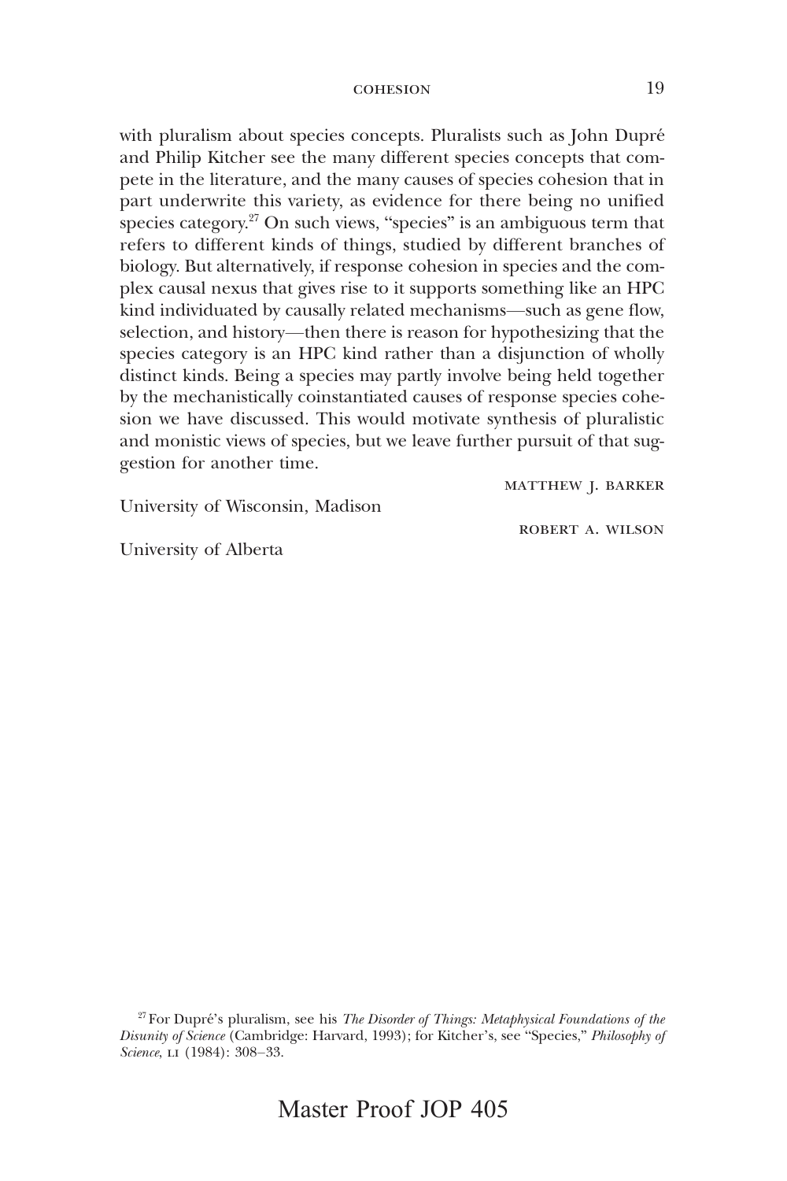with pluralism about species concepts. Pluralists such as John Dupré and Philip Kitcher see the many different species concepts that compete in the literature, and the many causes of species cohesion that in part underwrite this variety, as evidence for there being no unified species category.[27] On such views, "species" is an ambiguous term that refers to different kinds of things, studied by different branches of biology. But alternatively, if response cohesion in species and the complex causal nexus that gives rise to it supports something like an HPC kind individuated by causally related mechanisms—such as gene flow, selection, and history—then there is reason for hypothesizing that the species category is an HPC kind rather than a disjunction of wholly distinct kinds. Being a species may partly involve being held together by the mechanistically coinstantiated causes of response species cohesion we have discussed. This would motivate synthesis of pluralistic and monistic views of species, but we leave further pursuit of that suggestion for another time.

MATTHEW J. BARKER

University of Wisconsin, Madison

ROBERT A. WILSON

University of Alberta

[27] For Dupré's pluralism, see his *The Disorder of Things: Metaphysical Foundations of the Disunity of Science* (Cambridge: Harvard, 1993); for Kitcher's, see "Species," *Philosophy of Science*, LI (1984): 308–33.

Master Proof JOP 405